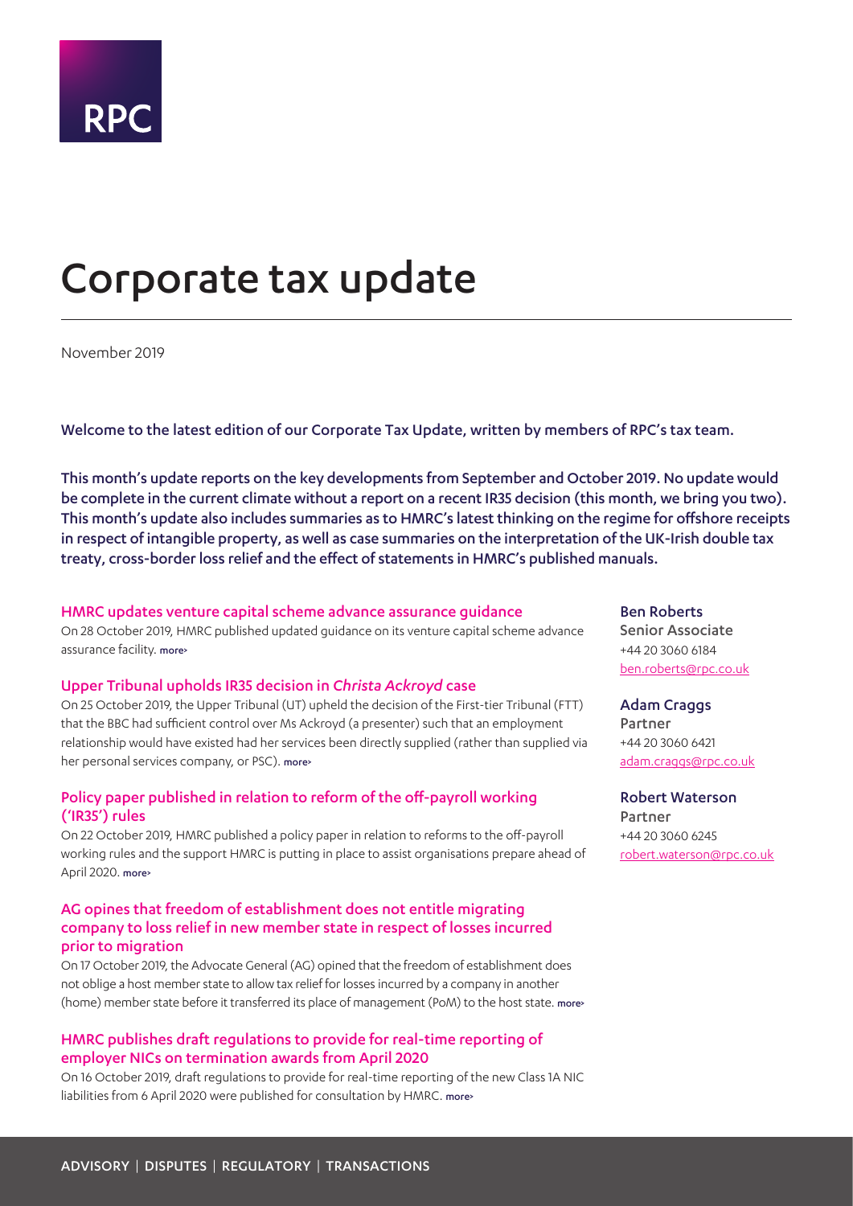RPC

# Corporate tax update

November 2019

**Welcome to the latest edition of our Corporate Tax Update, written by members of RPC's tax team.**

**This month's update reports on the key developments from September and October 2019. No update would be complete in the current climate without a report on a recent IR35 decision (this month, we bring you two). This month's update also includes summaries as to HMRC's latest thinking on the regime for offshore receipts in respect of intangible property, as well as case summaries on the interpretation of the UK-Irish double tax treaty, cross-border loss relief and the effect of statements in HMRC's published manuals.**

### HMRC updates venture capital scheme advance assurance guidance

On 28 October 2019, HMRC published updated guidance on its venture capital scheme advance assurance facility. more›

### Upper Tribunal upholds IR35 decision in *Christa Ackroyd* case

On 25 October 2019, the Upper Tribunal (UT) upheld the decision of the First-tier Tribunal (FTT) that the BBC had sufficient control over Ms Ackroyd (a presenter) such that an employment relationship would have existed had her services been directly supplied (rather than supplied via her personal services company, or PSC). more›

### Policy paper published in relation to reform of the off-payroll working ('IR35') rules

On 22 October 2019, HMRC published a policy paper in relation to reforms to the off-payroll working rules and the support HMRC is putting in place to assist organisations prepare ahead of April 2020. more›

### AG opines that freedom of establishment does not entitle migrating company to loss relief in new member state in respect of losses incurred prior to migration

On 17 October 2019, the Advocate General (AG) opined that the freedom of establishment does not oblige a host member state to allow tax relief for losses incurred by a company in another (home) member state before it transferred its place of management (PoM) to the host state. more›

### HMRC publishes draft regulations to provide for real-time reporting of employer NICs on termination awards from April 2020

On 16 October 2019, draft regulations to provide for real-time reporting of the new Class 1A NIC liabilities from 6 April 2020 were published for consultation by HMRC. more›

**Ben Roberts**
Senior Associate
+44 20 3060 6184
ben.roberts@rpc.co.uk

**Adam Craggs**
Partner
+44 20 3060 6421
adam.craggs@rpc.co.uk

**Robert Waterson**
Partner
+44 20 3060 6245
robert.waterson@rpc.co.uk

ADVISORY | DISPUTES | REGULATORY | TRANSACTIONS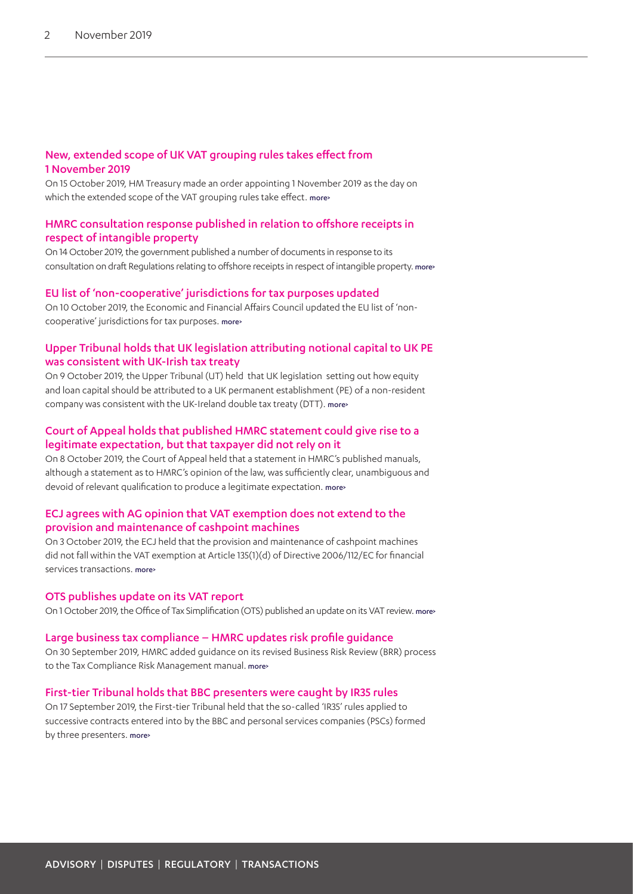### New, extended scope of UK VAT grouping rules takes effect from 1 November 2019

On 15 October 2019, HM Treasury made an order appointing 1 November 2019 as the day on which the extended scope of the VAT grouping rules take effect. more›

### HMRC consultation response published in relation to offshore receipts in respect of intangible property

On 14 October 2019, the government published a number of documents in response to its consultation on draft Regulations relating to offshore receipts in respect of intangible property. more›

### EU list of 'non-cooperative' jurisdictions for tax purposes updated

On 10 October 2019, the Economic and Financial Affairs Council updated the EU list of 'non-cooperative' jurisdictions for tax purposes. more›

### Upper Tribunal holds that UK legislation attributing notional capital to UK PE was consistent with UK-Irish tax treaty

On 9 October 2019, the Upper Tribunal (UT) held that UK legislation setting out how equity and loan capital should be attributed to a UK permanent establishment (PE) of a non-resident company was consistent with the UK-Ireland double tax treaty (DTT). more›

### Court of Appeal holds that published HMRC statement could give rise to a legitimate expectation, but that taxpayer did not rely on it

On 8 October 2019, the Court of Appeal held that a statement in HMRC's published manuals, although a statement as to HMRC's opinion of the law, was sufficiently clear, unambiguous and devoid of relevant qualification to produce a legitimate expectation. more›

### ECJ agrees with AG opinion that VAT exemption does not extend to the provision and maintenance of cashpoint machines

On 3 October 2019, the ECJ held that the provision and maintenance of cashpoint machines did not fall within the VAT exemption at Article 135(1)(d) of Directive 2006/112/EC for financial services transactions. more›

### OTS publishes update on its VAT report

On 1 October 2019, the Office of Tax Simplification (OTS) published an update on its VAT review. more›

### Large business tax compliance – HMRC updates risk profile guidance

On 30 September 2019, HMRC added guidance on its revised Business Risk Review (BRR) process to the Tax Compliance Risk Management manual. more›

### First-tier Tribunal holds that BBC presenters were caught by IR35 rules

On 17 September 2019, the First-tier Tribunal held that the so-called 'IR35' rules applied to successive contracts entered into by the BBC and personal services companies (PSCs) formed by three presenters. more›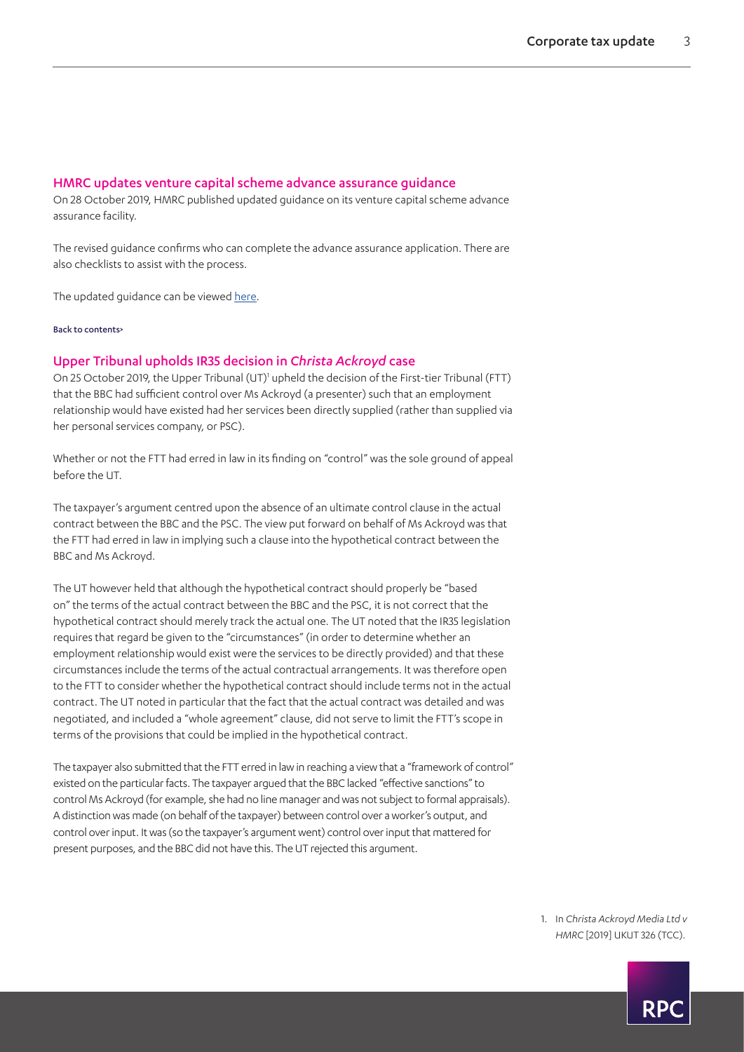## HMRC updates venture capital scheme advance assurance guidance

On 28 October 2019, HMRC published updated guidance on its venture capital scheme advance assurance facility.

The revised guidance confirms who can complete the advance assurance application. There are also checklists to assist with the process.

The updated guidance can be viewed here.

Back to contents>

## Upper Tribunal upholds IR35 decision in *Christa Ackroyd* case

On 25 October 2019, the Upper Tribunal (UT)[1] upheld the decision of the First-tier Tribunal (FTT) that the BBC had sufficient control over Ms Ackroyd (a presenter) such that an employment relationship would have existed had her services been directly supplied (rather than supplied via her personal services company, or PSC).

Whether or not the FTT had erred in law in its finding on "control" was the sole ground of appeal before the UT.

The taxpayer's argument centred upon the absence of an ultimate control clause in the actual contract between the BBC and the PSC. The view put forward on behalf of Ms Ackroyd was that the FTT had erred in law in implying such a clause into the hypothetical contract between the BBC and Ms Ackroyd.

The UT however held that although the hypothetical contract should properly be "based on" the terms of the actual contract between the BBC and the PSC, it is not correct that the hypothetical contract should merely track the actual one. The UT noted that the IR35 legislation requires that regard be given to the "circumstances" (in order to determine whether an employment relationship would exist were the services to be directly provided) and that these circumstances include the terms of the actual contractual arrangements. It was therefore open to the FTT to consider whether the hypothetical contract should include terms not in the actual contract. The UT noted in particular that the fact that the actual contract was detailed and was negotiated, and included a "whole agreement" clause, did not serve to limit the FTT's scope in terms of the provisions that could be implied in the hypothetical contract.

The taxpayer also submitted that the FTT erred in law in reaching a view that a "framework of control" existed on the particular facts. The taxpayer argued that the BBC lacked "effective sanctions" to control Ms Ackroyd (for example, she had no line manager and was not subject to formal appraisals). A distinction was made (on behalf of the taxpayer) between control over a worker's output, and control over input. It was (so the taxpayer's argument went) control over input that mattered for present purposes, and the BBC did not have this. The UT rejected this argument.

1. In *Christa Ackroyd Media Ltd v HMRC* [2019] UKUT 326 (TCC).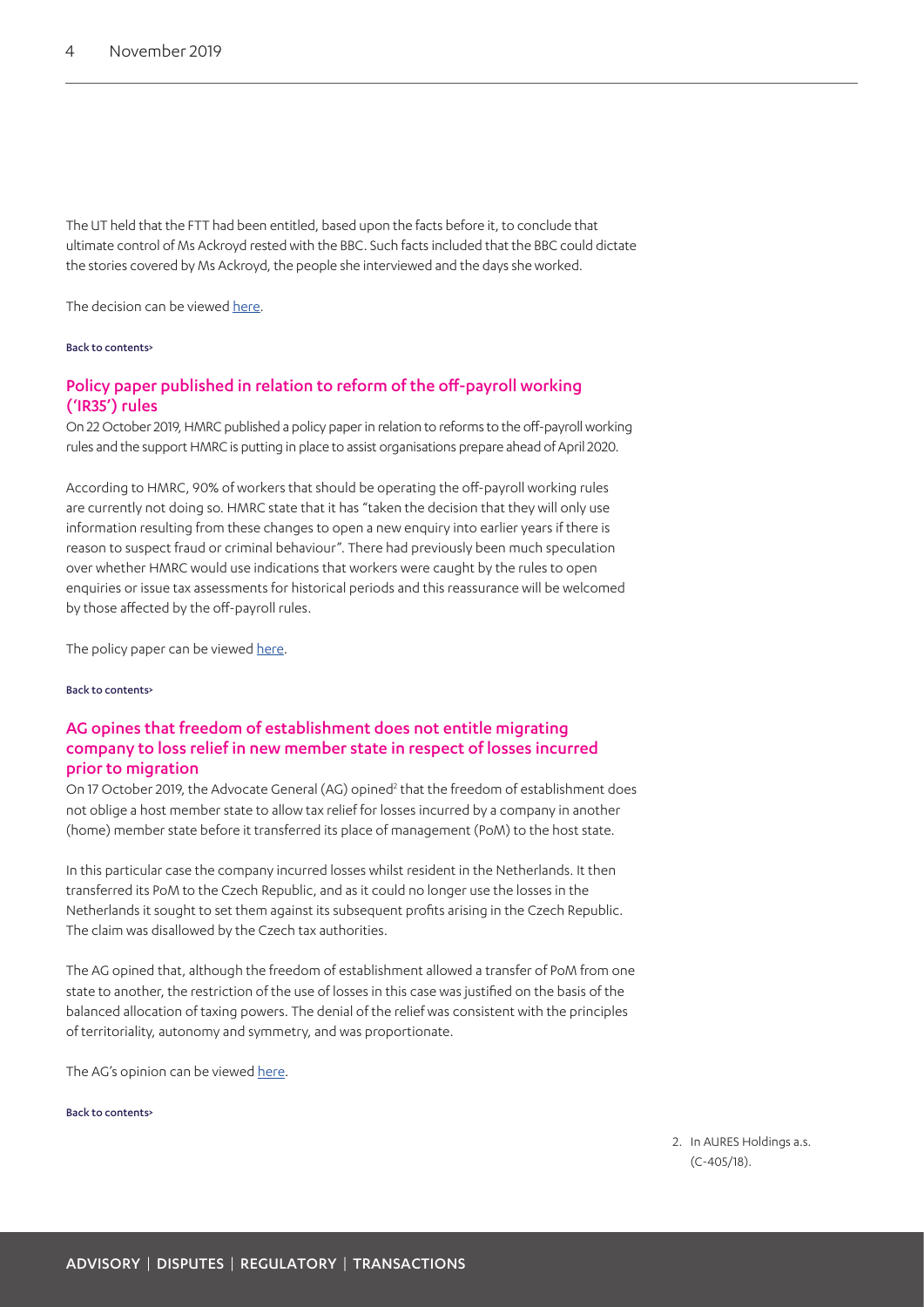The UT held that the FTT had been entitled, based upon the facts before it, to conclude that ultimate control of Ms Ackroyd rested with the BBC. Such facts included that the BBC could dictate the stories covered by Ms Ackroyd, the people she interviewed and the days she worked.

The decision can be viewed here.

Back to contents>

## Policy paper published in relation to reform of the off-payroll working ('IR35') rules

On 22 October 2019, HMRC published a policy paper in relation to reforms to the off-payroll working rules and the support HMRC is putting in place to assist organisations prepare ahead of April 2020.

According to HMRC, 90% of workers that should be operating the off-payroll working rules are currently not doing so. HMRC state that it has "taken the decision that they will only use information resulting from these changes to open a new enquiry into earlier years if there is reason to suspect fraud or criminal behaviour". There had previously been much speculation over whether HMRC would use indications that workers were caught by the rules to open enquiries or issue tax assessments for historical periods and this reassurance will be welcomed by those affected by the off-payroll rules.

The policy paper can be viewed here.

Back to contents>

## AG opines that freedom of establishment does not entitle migrating company to loss relief in new member state in respect of losses incurred prior to migration

On 17 October 2019, the Advocate General (AG) opined[2] that the freedom of establishment does not oblige a host member state to allow tax relief for losses incurred by a company in another (home) member state before it transferred its place of management (PoM) to the host state.

In this particular case the company incurred losses whilst resident in the Netherlands. It then transferred its PoM to the Czech Republic, and as it could no longer use the losses in the Netherlands it sought to set them against its subsequent profits arising in the Czech Republic. The claim was disallowed by the Czech tax authorities.

The AG opined that, although the freedom of establishment allowed a transfer of PoM from one state to another, the restriction of the use of losses in this case was justified on the basis of the balanced allocation of taxing powers. The denial of the relief was consistent with the principles of territoriality, autonomy and symmetry, and was proportionate.

The AG's opinion can be viewed here.

Back to contents>

2. In AURES Holdings a.s. (C-405/18).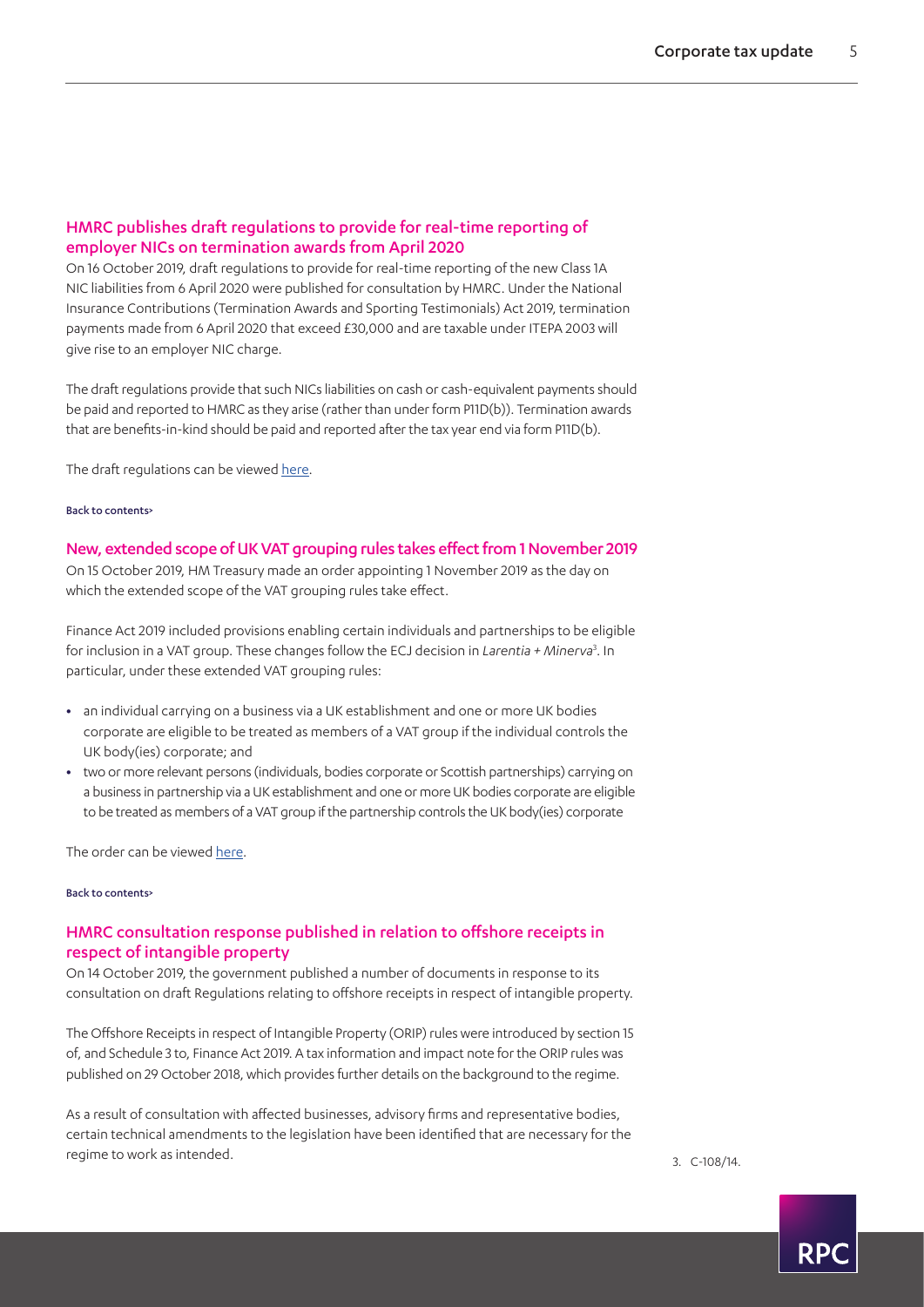## HMRC publishes draft regulations to provide for real-time reporting of employer NICs on termination awards from April 2020

On 16 October 2019, draft regulations to provide for real-time reporting of the new Class 1A NIC liabilities from 6 April 2020 were published for consultation by HMRC. Under the National Insurance Contributions (Termination Awards and Sporting Testimonials) Act 2019, termination payments made from 6 April 2020 that exceed £30,000 and are taxable under ITEPA 2003 will give rise to an employer NIC charge.

The draft regulations provide that such NICs liabilities on cash or cash-equivalent payments should be paid and reported to HMRC as they arise (rather than under form P11D(b)). Termination awards that are benefits-in-kind should be paid and reported after the tax year end via form P11D(b).

The draft regulations can be viewed here.

Back to contents>

## New, extended scope of UK VAT grouping rules takes effect from 1 November 2019

On 15 October 2019, HM Treasury made an order appointing 1 November 2019 as the day on which the extended scope of the VAT grouping rules take effect.

Finance Act 2019 included provisions enabling certain individuals and partnerships to be eligible for inclusion in a VAT group. These changes follow the ECJ decision in *Larentia + Minerva*[3]. In particular, under these extended VAT grouping rules:

- an individual carrying on a business via a UK establishment and one or more UK bodies corporate are eligible to be treated as members of a VAT group if the individual controls the UK body(ies) corporate; and
- two or more relevant persons (individuals, bodies corporate or Scottish partnerships) carrying on a business in partnership via a UK establishment and one or more UK bodies corporate are eligible to be treated as members of a VAT group if the partnership controls the UK body(ies) corporate

The order can be viewed here.

Back to contents>

## HMRC consultation response published in relation to offshore receipts in respect of intangible property

On 14 October 2019, the government published a number of documents in response to its consultation on draft Regulations relating to offshore receipts in respect of intangible property.

The Offshore Receipts in respect of Intangible Property (ORIP) rules were introduced by section 15 of, and Schedule 3 to, Finance Act 2019. A tax information and impact note for the ORIP rules was published on 29 October 2018, which provides further details on the background to the regime.

As a result of consultation with affected businesses, advisory firms and representative bodies, certain technical amendments to the legislation have been identified that are necessary for the regime to work as intended.

3. C-108/14.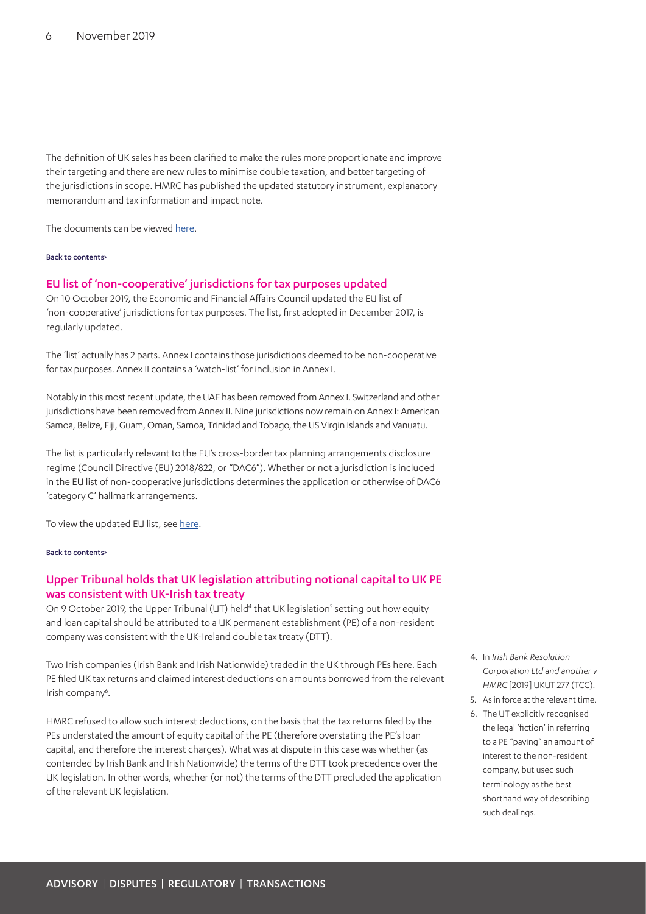The definition of UK sales has been clarified to make the rules more proportionate and improve their targeting and there are new rules to minimise double taxation, and better targeting of the jurisdictions in scope. HMRC has published the updated statutory instrument, explanatory memorandum and tax information and impact note.

The documents can be viewed here.

Back to contents>

## EU list of 'non-cooperative' jurisdictions for tax purposes updated

On 10 October 2019, the Economic and Financial Affairs Council updated the EU list of 'non-cooperative' jurisdictions for tax purposes. The list, first adopted in December 2017, is regularly updated.

The 'list' actually has 2 parts. Annex I contains those jurisdictions deemed to be non-cooperative for tax purposes. Annex II contains a 'watch-list' for inclusion in Annex I.

Notably in this most recent update, the UAE has been removed from Annex I. Switzerland and other jurisdictions have been removed from Annex II. Nine jurisdictions now remain on Annex I: American Samoa, Belize, Fiji, Guam, Oman, Samoa, Trinidad and Tobago, the US Virgin Islands and Vanuatu.

The list is particularly relevant to the EU's cross-border tax planning arrangements disclosure regime (Council Directive (EU) 2018/822, or "DAC6"). Whether or not a jurisdiction is included in the EU list of non-cooperative jurisdictions determines the application or otherwise of DAC6 'category C' hallmark arrangements.

To view the updated EU list, see here.

Back to contents>

## Upper Tribunal holds that UK legislation attributing notional capital to UK PE was consistent with UK-Irish tax treaty

On 9 October 2019, the Upper Tribunal (UT) held[4] that UK legislation[5] setting out how equity and loan capital should be attributed to a UK permanent establishment (PE) of a non-resident company was consistent with the UK-Ireland double tax treaty (DTT).

Two Irish companies (Irish Bank and Irish Nationwide) traded in the UK through PEs here. Each PE filed UK tax returns and claimed interest deductions on amounts borrowed from the relevant Irish company[6].

HMRC refused to allow such interest deductions, on the basis that the tax returns filed by the PEs understated the amount of equity capital of the PE (therefore overstating the PE's loan capital, and therefore the interest charges). What was at dispute in this case was whether (as contended by Irish Bank and Irish Nationwide) the terms of the DTT took precedence over the UK legislation. In other words, whether (or not) the terms of the DTT precluded the application of the relevant UK legislation.

4. In *Irish Bank Resolution Corporation Ltd and another v HMRC* [2019] UKUT 277 (TCC).
5. As in force at the relevant time.
6. The UT explicitly recognised the legal 'fiction' in referring to a PE "paying" an amount of interest to the non-resident company, but used such terminology as the best shorthand way of describing such dealings.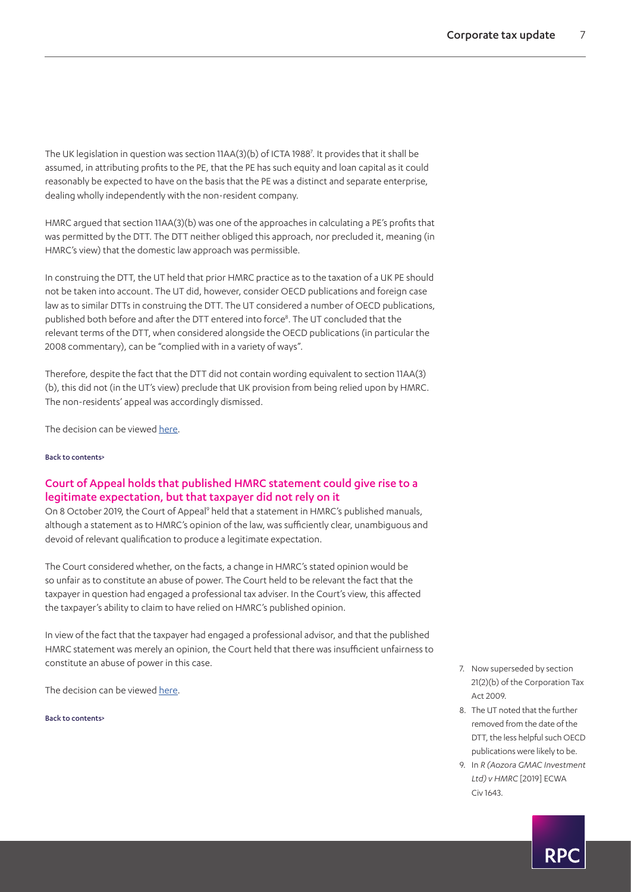The UK legislation in question was section 11AA(3)(b) of ICTA 1988[7]. It provides that it shall be assumed, in attributing profits to the PE, that the PE has such equity and loan capital as it could reasonably be expected to have on the basis that the PE was a distinct and separate enterprise, dealing wholly independently with the non-resident company.

HMRC argued that section 11AA(3)(b) was one of the approaches in calculating a PE's profits that was permitted by the DTT. The DTT neither obliged this approach, nor precluded it, meaning (in HMRC's view) that the domestic law approach was permissible.

In construing the DTT, the UT held that prior HMRC practice as to the taxation of a UK PE should not be taken into account. The UT did, however, consider OECD publications and foreign case law as to similar DTTs in construing the DTT. The UT considered a number of OECD publications, published both before and after the DTT entered into force[8]. The UT concluded that the relevant terms of the DTT, when considered alongside the OECD publications (in particular the 2008 commentary), can be "complied with in a variety of ways".

Therefore, despite the fact that the DTT did not contain wording equivalent to section 11AA(3)(b), this did not (in the UT's view) preclude that UK provision from being relied upon by HMRC. The non-residents' appeal was accordingly dismissed.

The decision can be viewed [here](#).

[Back to contents>](#)

## Court of Appeal holds that published HMRC statement could give rise to a legitimate expectation, but that taxpayer did not rely on it

On 8 October 2019, the Court of Appeal[9] held that a statement in HMRC's published manuals, although a statement as to HMRC's opinion of the law, was sufficiently clear, unambiguous and devoid of relevant qualification to produce a legitimate expectation.

The Court considered whether, on the facts, a change in HMRC's stated opinion would be so unfair as to constitute an abuse of power. The Court held to be relevant the fact that the taxpayer in question had engaged a professional tax adviser. In the Court's view, this affected the taxpayer's ability to claim to have relied on HMRC's published opinion.

In view of the fact that the taxpayer had engaged a professional advisor, and that the published HMRC statement was merely an opinion, the Court held that there was insufficient unfairness to constitute an abuse of power in this case.

The decision can be viewed [here](#).

[Back to contents>](#)

7. Now superseded by section 21(2)(b) of the Corporation Tax Act 2009.
8. The UT noted that the further removed from the date of the DTT, the less helpful such OECD publications were likely to be.
9. In *R (Aozora GMAC Investment Ltd) v HMRC* [2019] ECWA Civ 1643.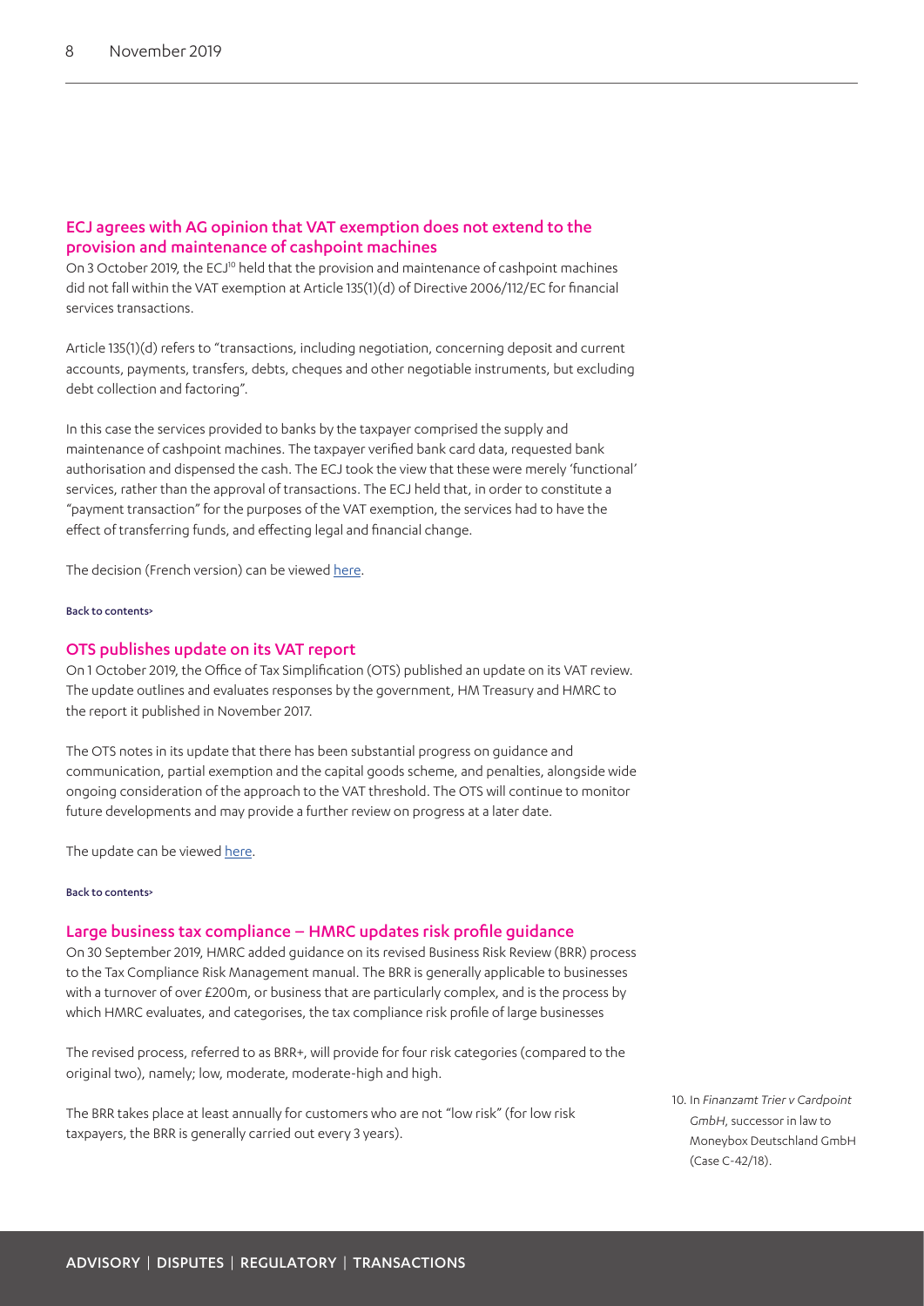## ECJ agrees with AG opinion that VAT exemption does not extend to the provision and maintenance of cashpoint machines

On 3 October 2019, the ECJ[10] held that the provision and maintenance of cashpoint machines did not fall within the VAT exemption at Article 135(1)(d) of Directive 2006/112/EC for financial services transactions.

Article 135(1)(d) refers to "transactions, including negotiation, concerning deposit and current accounts, payments, transfers, debts, cheques and other negotiable instruments, but excluding debt collection and factoring".

In this case the services provided to banks by the taxpayer comprised the supply and maintenance of cashpoint machines. The taxpayer verified bank card data, requested bank authorisation and dispensed the cash. The ECJ took the view that these were merely 'functional' services, rather than the approval of transactions. The ECJ held that, in order to constitute a "payment transaction" for the purposes of the VAT exemption, the services had to have the effect of transferring funds, and effecting legal and financial change.

The decision (French version) can be viewed here.

Back to contents>

## OTS publishes update on its VAT report

On 1 October 2019, the Office of Tax Simplification (OTS) published an update on its VAT review. The update outlines and evaluates responses by the government, HM Treasury and HMRC to the report it published in November 2017.

The OTS notes in its update that there has been substantial progress on guidance and communication, partial exemption and the capital goods scheme, and penalties, alongside wide ongoing consideration of the approach to the VAT threshold. The OTS will continue to monitor future developments and may provide a further review on progress at a later date.

The update can be viewed here.

Back to contents>

## Large business tax compliance – HMRC updates risk profile guidance

On 30 September 2019, HMRC added guidance on its revised Business Risk Review (BRR) process to the Tax Compliance Risk Management manual. The BRR is generally applicable to businesses with a turnover of over £200m, or business that are particularly complex, and is the process by which HMRC evaluates, and categorises, the tax compliance risk profile of large businesses

The revised process, referred to as BRR+, will provide for four risk categories (compared to the original two), namely; low, moderate, moderate-high and high.

The BRR takes place at least annually for customers who are not "low risk" (for low risk taxpayers, the BRR is generally carried out every 3 years).

10. In *Finanzamt Trier v Cardpoint GmbH*, successor in law to Moneybox Deutschland GmbH (Case C-42/18).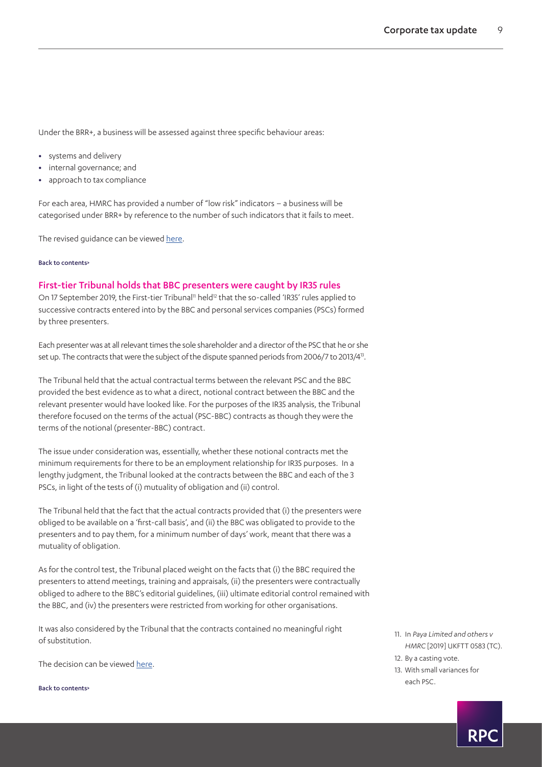Under the BRR+, a business will be assessed against three specific behaviour areas:

- systems and delivery
- internal governance; and
- approach to tax compliance

For each area, HMRC has provided a number of "low risk" indicators – a business will be categorised under BRR+ by reference to the number of such indicators that it fails to meet.

The revised guidance can be viewed here.

Back to contents>

## First-tier Tribunal holds that BBC presenters were caught by IR35 rules

On 17 September 2019, the First-tier Tribunal[11] held[12] that the so-called 'IR35' rules applied to successive contracts entered into by the BBC and personal services companies (PSCs) formed by three presenters.

Each presenter was at all relevant times the sole shareholder and a director of the PSC that he or she set up. The contracts that were the subject of the dispute spanned periods from 2006/7 to 2013/4[13].

The Tribunal held that the actual contractual terms between the relevant PSC and the BBC provided the best evidence as to what a direct, notional contract between the BBC and the relevant presenter would have looked like. For the purposes of the IR35 analysis, the Tribunal therefore focused on the terms of the actual (PSC-BBC) contracts as though they were the terms of the notional (presenter-BBC) contract.

The issue under consideration was, essentially, whether these notional contracts met the minimum requirements for there to be an employment relationship for IR35 purposes. In a lengthy judgment, the Tribunal looked at the contracts between the BBC and each of the 3 PSCs, in light of the tests of (i) mutuality of obligation and (ii) control.

The Tribunal held that the fact that the actual contracts provided that (i) the presenters were obliged to be available on a 'first-call basis', and (ii) the BBC was obligated to provide to the presenters and to pay them, for a minimum number of days' work, meant that there was a mutuality of obligation.

As for the control test, the Tribunal placed weight on the facts that (i) the BBC required the presenters to attend meetings, training and appraisals, (ii) the presenters were contractually obliged to adhere to the BBC's editorial guidelines, (iii) ultimate editorial control remained with the BBC, and (iv) the presenters were restricted from working for other organisations.

It was also considered by the Tribunal that the contracts contained no meaningful right of substitution.

The decision can be viewed here.

Back to contents>

11. In *Paya Limited and others v HMRC* [2019] UKFTT 0583 (TC).
12. By a casting vote.
13. With small variances for each PSC.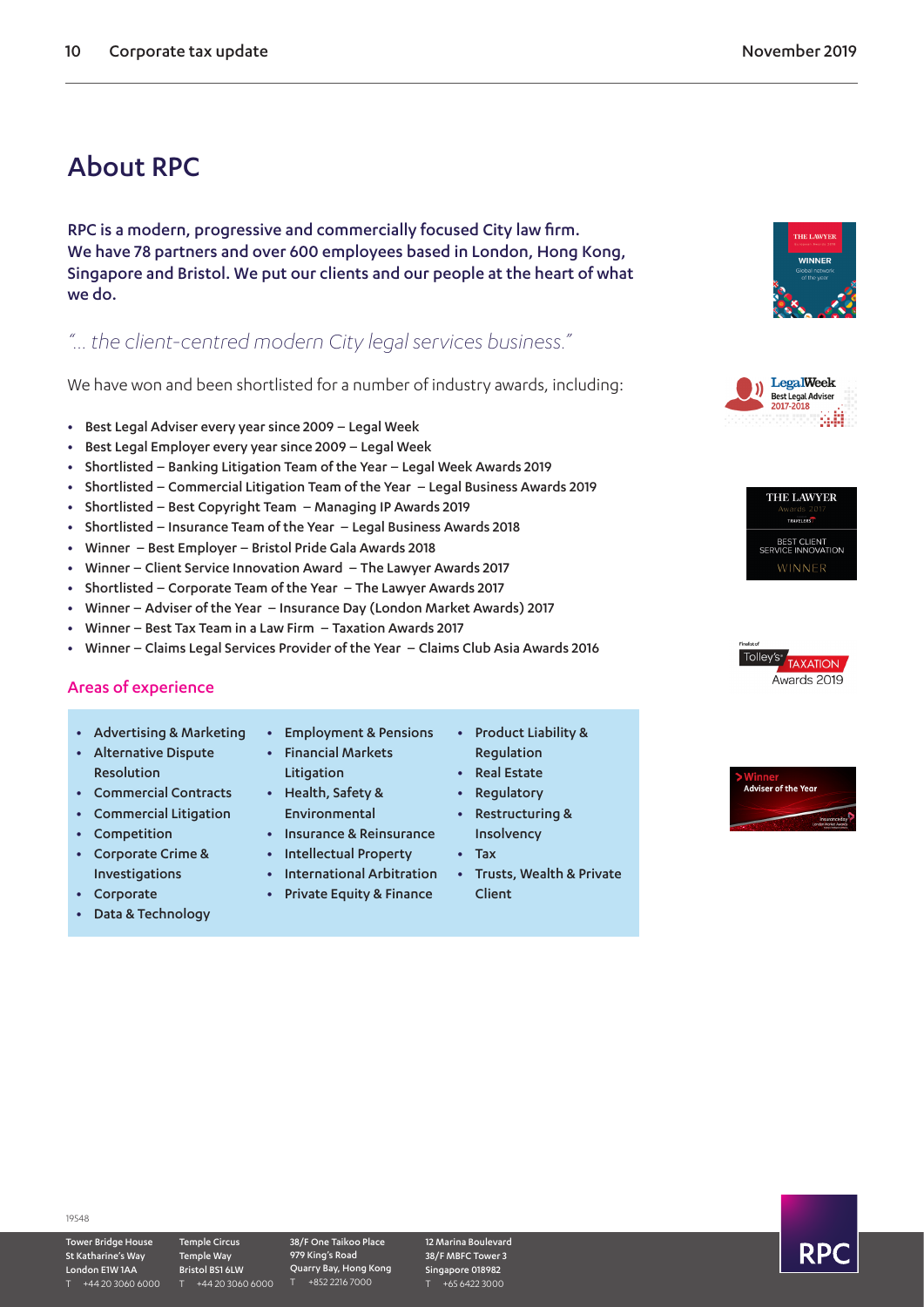# About RPC

RPC is a modern, progressive and commercially focused City law firm. We have 78 partners and over 600 employees based in London, Hong Kong, Singapore and Bristol. We put our clients and our people at the heart of what we do.

*"... the client-centred modern City legal services business."*

We have won and been shortlisted for a number of industry awards, including:

- Best Legal Adviser every year since 2009 – Legal Week
- Best Legal Employer every year since 2009 – Legal Week
- Shortlisted – Banking Litigation Team of the Year – Legal Week Awards 2019
- Shortlisted – Commercial Litigation Team of the Year – Legal Business Awards 2019
- Shortlisted – Best Copyright Team – Managing IP Awards 2019
- Shortlisted – Insurance Team of the Year – Legal Business Awards 2018
- Winner – Best Employer – Bristol Pride Gala Awards 2018
- Winner – Client Service Innovation Award – The Lawyer Awards 2017
- Shortlisted – Corporate Team of the Year – The Lawyer Awards 2017
- Winner – Adviser of the Year – Insurance Day (London Market Awards) 2017
- Winner – Best Tax Team in a Law Firm – Taxation Awards 2017
- Winner – Claims Legal Services Provider of the Year – Claims Club Asia Awards 2016

## Areas of experience

- Advertising & Marketing
- Alternative Dispute Resolution
- Commercial Contracts
- Commercial Litigation
- Competition
- Corporate Crime & Investigations
- Corporate
- Data & Technology
- Employment & Pensions
- Financial Markets Litigation
- Health, Safety & Environmental
- Insurance & Reinsurance
- Intellectual Property
- International Arbitration
- Private Equity & Finance
- Product Liability & Regulation
- Real Estate
- Regulatory
- Restructuring & Insolvency
- Tax
- Trusts, Wealth & Private Client

19548

Tower Bridge House
St Katharine's Way
London E1W 1AA
T +44 20 3060 6000

Temple Circus
Temple Way
Bristol BS1 6LW
T +44 20 3060 6000

38/F One Taikoo Place
979 King's Road
Quarry Bay, Hong Kong
T +852 2216 7000

12 Marina Boulevard
38/F MBFC Tower 3
Singapore 018982
T +65 6422 3000